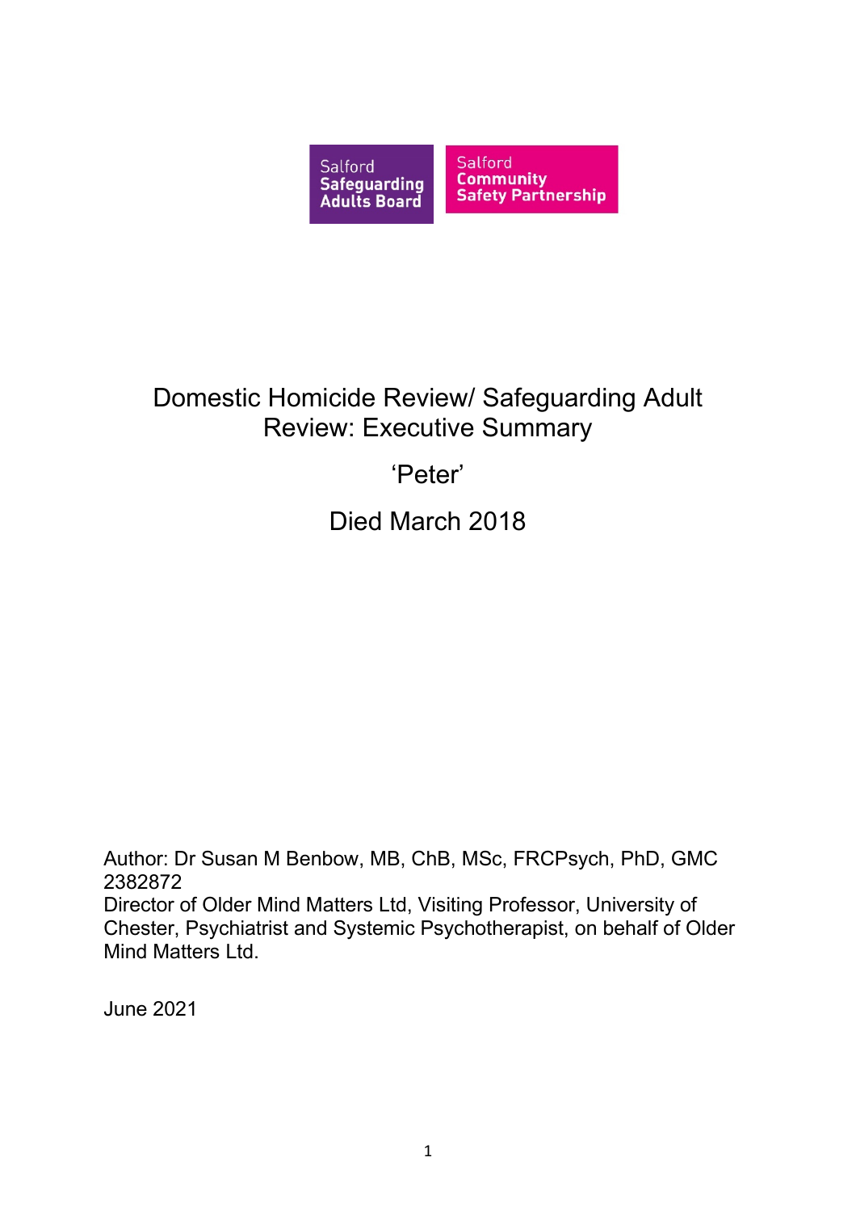Salford Safeguarding Adults Board

Salford Community Safety Partnership

# Domestic Homicide Review/ Safeguarding Adult Review: Executive Summary

## ‘Peter’

## Died March 2018

Author: Dr Susan M Benbow, MB, ChB, MSc, FRCPsych, PhD, GMC 2382872
Director of Older Mind Matters Ltd, Visiting Professor, University of Chester, Psychiatrist and Systemic Psychotherapist, on behalf of Older Mind Matters Ltd.

June 2021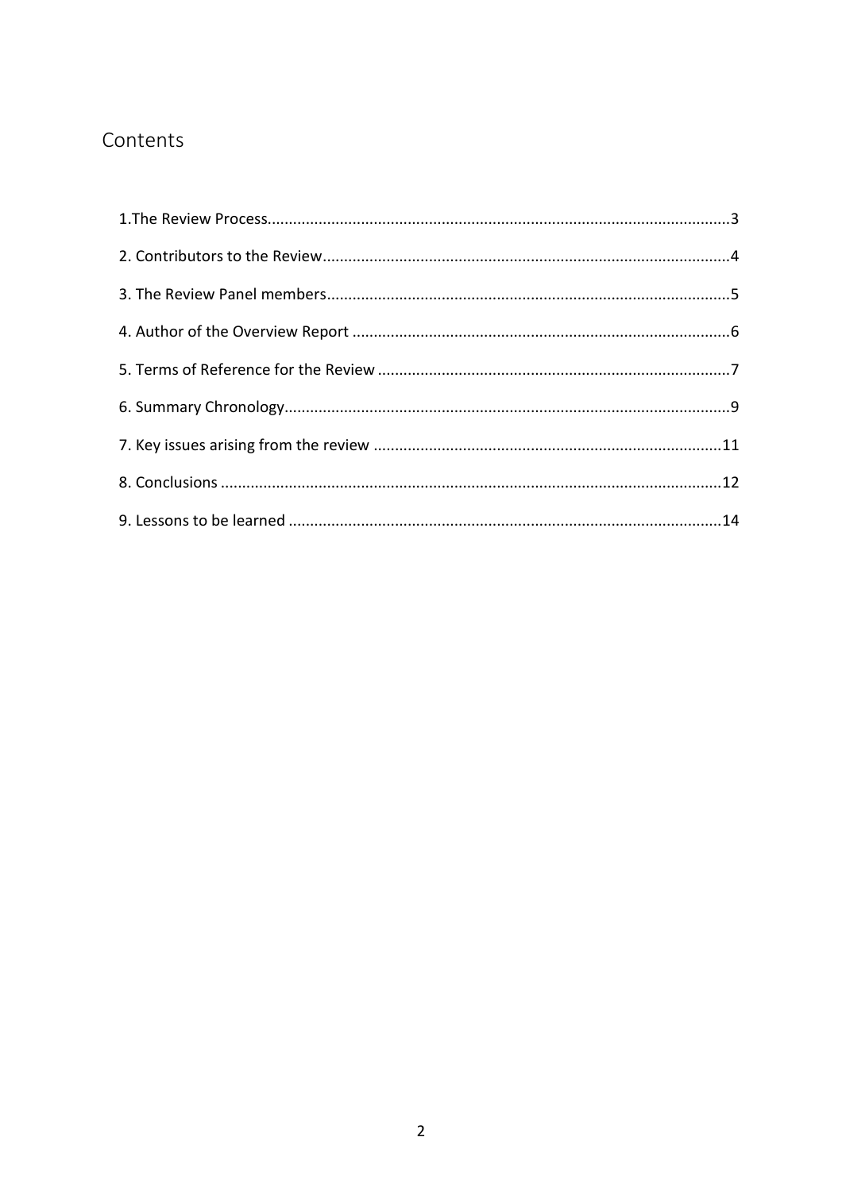## Contents

1.The Review Process....................3

2. Contributors to the Review....................4

3. The Review Panel members....................5

4. Author of the Overview Report....................6

5. Terms of Reference for the Review....................7

6. Summary Chronology....................9

7. Key issues arising from the review....................11

8. Conclusions....................12

9. Lessons to be learned....................14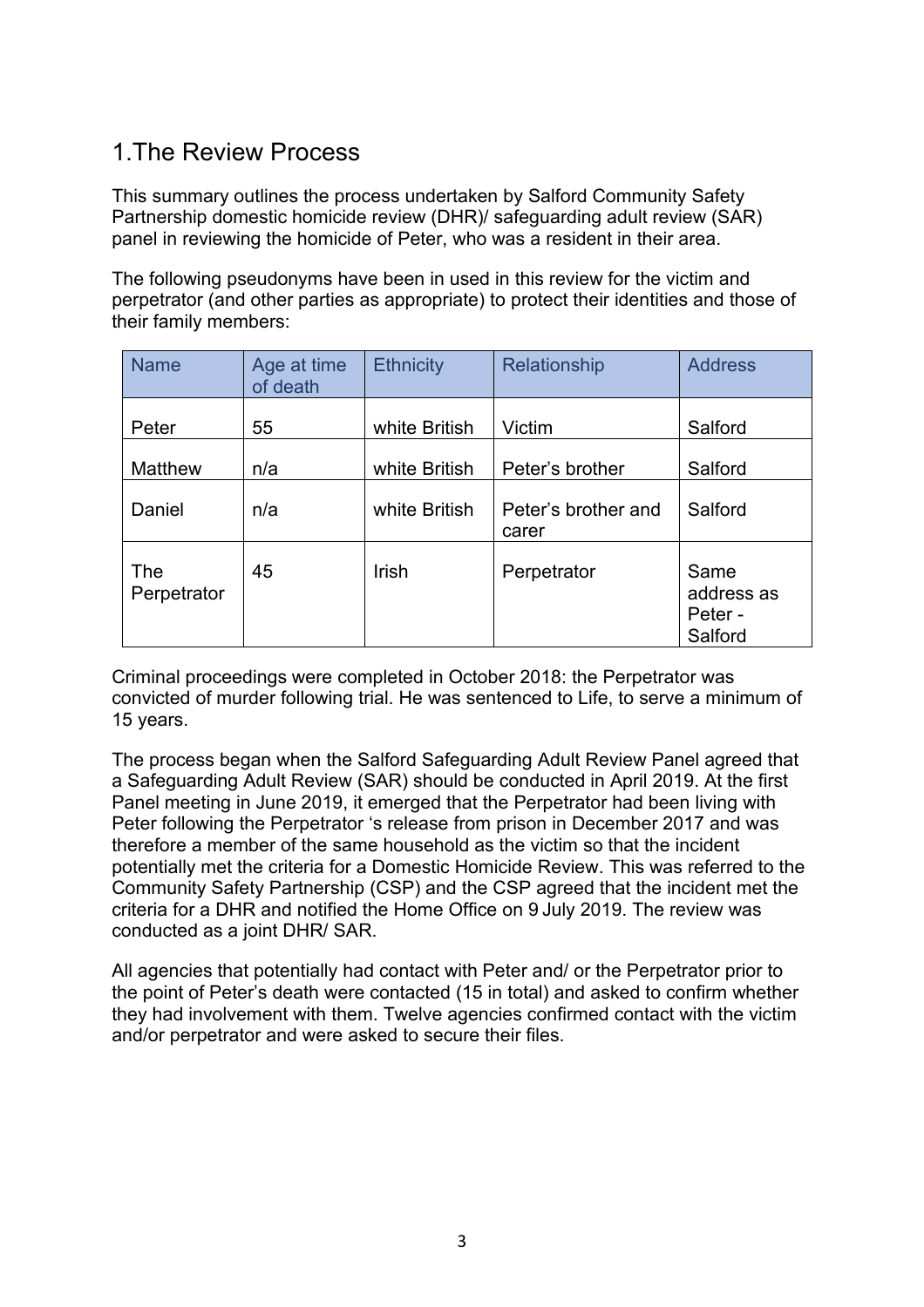# 1.The Review Process

This summary outlines the process undertaken by Salford Community Safety Partnership domestic homicide review (DHR)/ safeguarding adult review (SAR) panel in reviewing the homicide of Peter, who was a resident in their area.

The following pseudonyms have been in used in this review for the victim and perpetrator (and other parties as appropriate) to protect their identities and those of their family members:

| Name | Age at time of death | Ethnicity | Relationship | Address |
|---|---|---|---|---|
| Peter | 55 | white British | Victim | Salford |
| Matthew | n/a | white British | Peter's brother | Salford |
| Daniel | n/a | white British | Peter's brother and carer | Salford |
| The Perpetrator | 45 | Irish | Perpetrator | Same address as Peter - Salford |

Criminal proceedings were completed in October 2018: the Perpetrator was convicted of murder following trial. He was sentenced to Life, to serve a minimum of 15 years.

The process began when the Salford Safeguarding Adult Review Panel agreed that a Safeguarding Adult Review (SAR) should be conducted in April 2019. At the first Panel meeting in June 2019, it emerged that the Perpetrator had been living with Peter following the Perpetrator 's release from prison in December 2017 and was therefore a member of the same household as the victim so that the incident potentially met the criteria for a Domestic Homicide Review. This was referred to the Community Safety Partnership (CSP) and the CSP agreed that the incident met the criteria for a DHR and notified the Home Office on 9 July 2019. The review was conducted as a joint DHR/ SAR.

All agencies that potentially had contact with Peter and/ or the Perpetrator prior to the point of Peter's death were contacted (15 in total) and asked to confirm whether they had involvement with them. Twelve agencies confirmed contact with the victim and/or perpetrator and were asked to secure their files.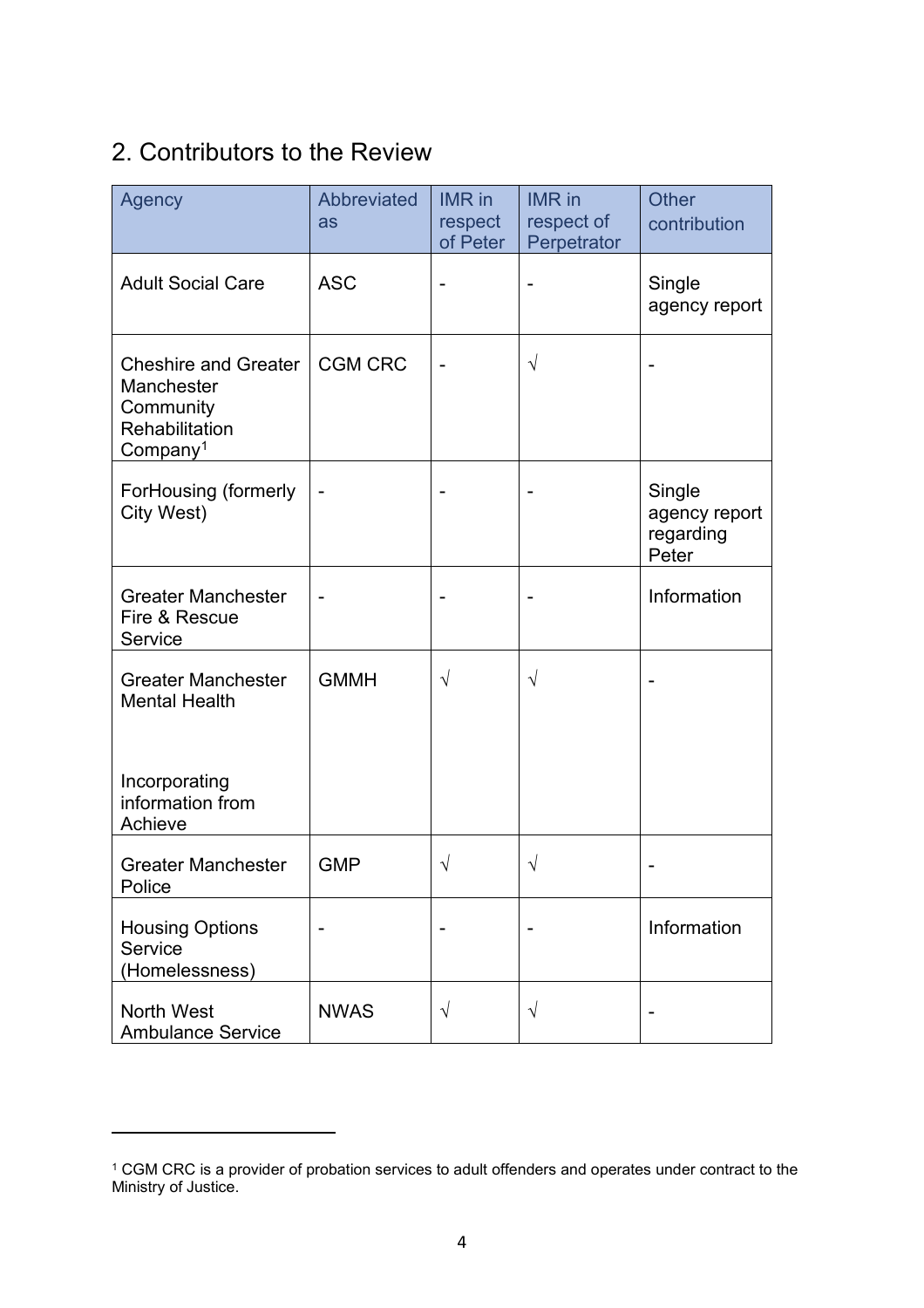## 2. Contributors to the Review

| Agency | Abbreviated as | IMR in respect of Peter | IMR in respect of Perpetrator | Other contribution |
|---|---|---|---|---|
| Adult Social Care | ASC | - | - | Single agency report |
| Cheshire and Greater Manchester Community Rehabilitation Company[1] | CGM CRC | - | √ | - |
| ForHousing (formerly City West) | - | - | - | Single agency report regarding Peter |
| Greater Manchester Fire & Rescue Service | - | - | - | Information |
| Greater Manchester Mental Health<br><br>Incorporating information from Achieve | GMMH | √ | √ | - |
| Greater Manchester Police | GMP | √ | √ | - |
| Housing Options Service (Homelessness) | - | - | - | Information |
| North West Ambulance Service | NWAS | √ | √ | - |

[1] CGM CRC is a provider of probation services to adult offenders and operates under contract to the Ministry of Justice.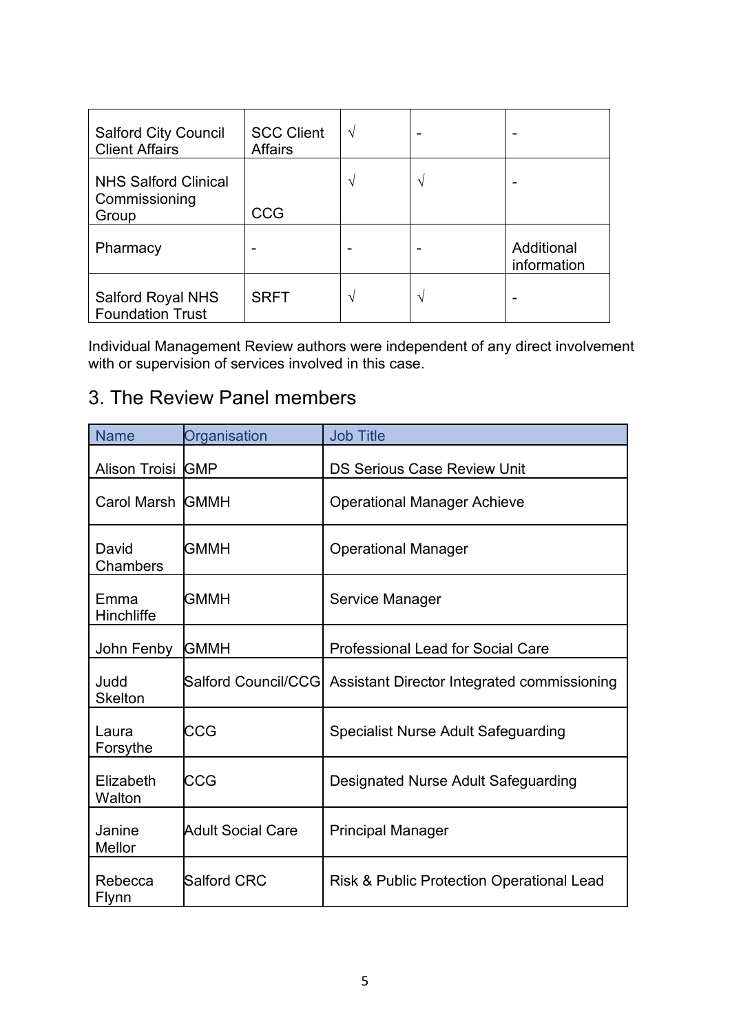| | | | | |
|---|---|---|---|---|
| Salford City Council Client Affairs | SCC Client Affairs | √ | - | - |
| NHS Salford Clinical Commissioning Group | CCG | √ | √ | - |
| Pharmacy | - | - | - | Additional information |
| Salford Royal NHS Foundation Trust | SRFT | √ | √ | - |

Individual Management Review authors were independent of any direct involvement with or supervision of services involved in this case.

## 3. The Review Panel members

| Name | Organisation | Job Title |
|---|---|---|
| Alison Troisi | GMP | DS Serious Case Review Unit |
| Carol Marsh | GMMH | Operational Manager Achieve |
| David Chambers | GMMH | Operational Manager |
| Emma Hinchliffe | GMMH | Service Manager |
| John Fenby | GMMH | Professional Lead for Social Care |
| Judd Skelton | Salford Council/CCG | Assistant Director Integrated commissioning |
| Laura Forsythe | CCG | Specialist Nurse Adult Safeguarding |
| Elizabeth Walton | CCG | Designated Nurse Adult Safeguarding |
| Janine Mellor | Adult Social Care | Principal Manager |
| Rebecca Flynn | Salford CRC | Risk & Public Protection Operational Lead |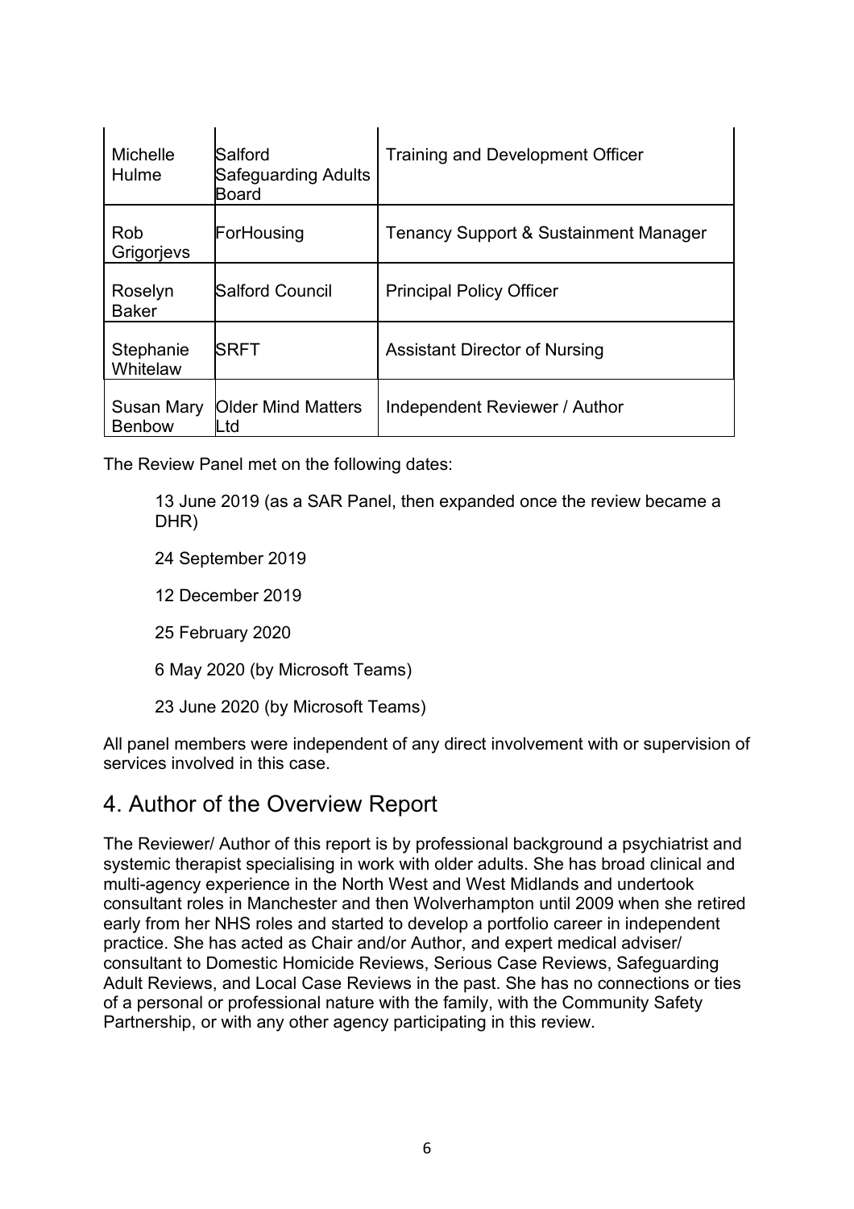| Michelle Hulme | Salford Safeguarding Adults Board | Training and Development Officer |
|---|---|---|
| Rob Grigorjevs | ForHousing | Tenancy Support & Sustainment Manager |
| Roselyn Baker | Salford Council | Principal Policy Officer |
| Stephanie Whitelaw | SRFT | Assistant Director of Nursing |
| Susan Mary Benbow | Older Mind Matters Ltd | Independent Reviewer / Author |

The Review Panel met on the following dates:

13 June 2019 (as a SAR Panel, then expanded once the review became a DHR)

24 September 2019

12 December 2019

25 February 2020

6 May 2020 (by Microsoft Teams)

23 June 2020 (by Microsoft Teams)

All panel members were independent of any direct involvement with or supervision of services involved in this case.

## 4. Author of the Overview Report

The Reviewer/ Author of this report is by professional background a psychiatrist and systemic therapist specialising in work with older adults. She has broad clinical and multi-agency experience in the North West and West Midlands and undertook consultant roles in Manchester and then Wolverhampton until 2009 when she retired early from her NHS roles and started to develop a portfolio career in independent practice. She has acted as Chair and/or Author, and expert medical adviser/ consultant to Domestic Homicide Reviews, Serious Case Reviews, Safeguarding Adult Reviews, and Local Case Reviews in the past. She has no connections or ties of a personal or professional nature with the family, with the Community Safety Partnership, or with any other agency participating in this review.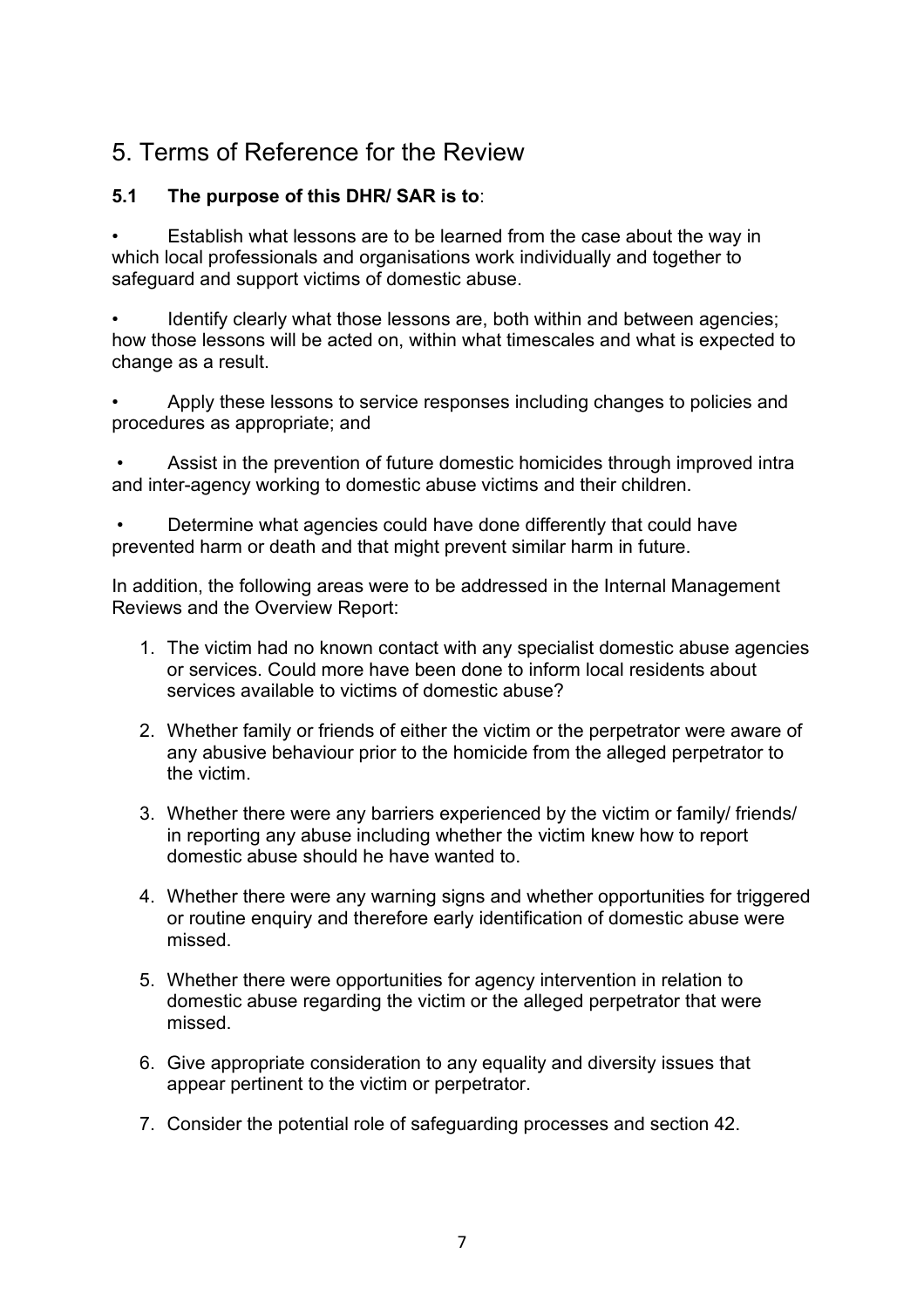## 5. Terms of Reference for the Review

**5.1 The purpose of this DHR/ SAR is to**:

- Establish what lessons are to be learned from the case about the way in which local professionals and organisations work individually and together to safeguard and support victims of domestic abuse.
- Identify clearly what those lessons are, both within and between agencies; how those lessons will be acted on, within what timescales and what is expected to change as a result.
- Apply these lessons to service responses including changes to policies and procedures as appropriate; and
- Assist in the prevention of future domestic homicides through improved intra and inter-agency working to domestic abuse victims and their children.
- Determine what agencies could have done differently that could have prevented harm or death and that might prevent similar harm in future.

In addition, the following areas were to be addressed in the Internal Management Reviews and the Overview Report:

1. The victim had no known contact with any specialist domestic abuse agencies or services. Could more have been done to inform local residents about services available to victims of domestic abuse?
2. Whether family or friends of either the victim or the perpetrator were aware of any abusive behaviour prior to the homicide from the alleged perpetrator to the victim.
3. Whether there were any barriers experienced by the victim or family/ friends/ in reporting any abuse including whether the victim knew how to report domestic abuse should he have wanted to.
4. Whether there were any warning signs and whether opportunities for triggered or routine enquiry and therefore early identification of domestic abuse were missed.
5. Whether there were opportunities for agency intervention in relation to domestic abuse regarding the victim or the alleged perpetrator that were missed.
6. Give appropriate consideration to any equality and diversity issues that appear pertinent to the victim or perpetrator.
7. Consider the potential role of safeguarding processes and section 42.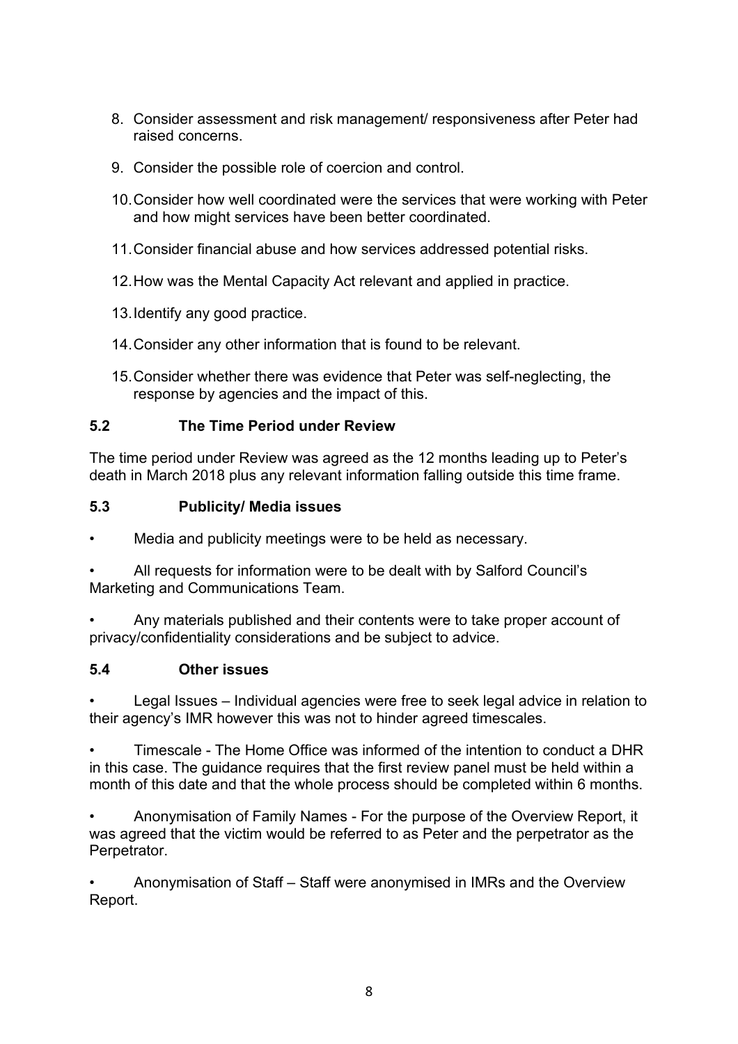8. Consider assessment and risk management/ responsiveness after Peter had raised concerns.
9. Consider the possible role of coercion and control.
10. Consider how well coordinated were the services that were working with Peter and how might services have been better coordinated.
11. Consider financial abuse and how services addressed potential risks.
12. How was the Mental Capacity Act relevant and applied in practice.
13. Identify any good practice.
14. Consider any other information that is found to be relevant.
15. Consider whether there was evidence that Peter was self-neglecting, the response by agencies and the impact of this.

### 5.2 The Time Period under Review

The time period under Review was agreed as the 12 months leading up to Peter's death in March 2018 plus any relevant information falling outside this time frame.

### 5.3 Publicity/ Media issues

- Media and publicity meetings were to be held as necessary.
- All requests for information were to be dealt with by Salford Council's Marketing and Communications Team.
- Any materials published and their contents were to take proper account of privacy/confidentiality considerations and be subject to advice.

### 5.4 Other issues

- Legal Issues – Individual agencies were free to seek legal advice in relation to their agency's IMR however this was not to hinder agreed timescales.
- Timescale - The Home Office was informed of the intention to conduct a DHR in this case. The guidance requires that the first review panel must be held within a month of this date and that the whole process should be completed within 6 months.
- Anonymisation of Family Names - For the purpose of the Overview Report, it was agreed that the victim would be referred to as Peter and the perpetrator as the Perpetrator.
- Anonymisation of Staff – Staff were anonymised in IMRs and the Overview Report.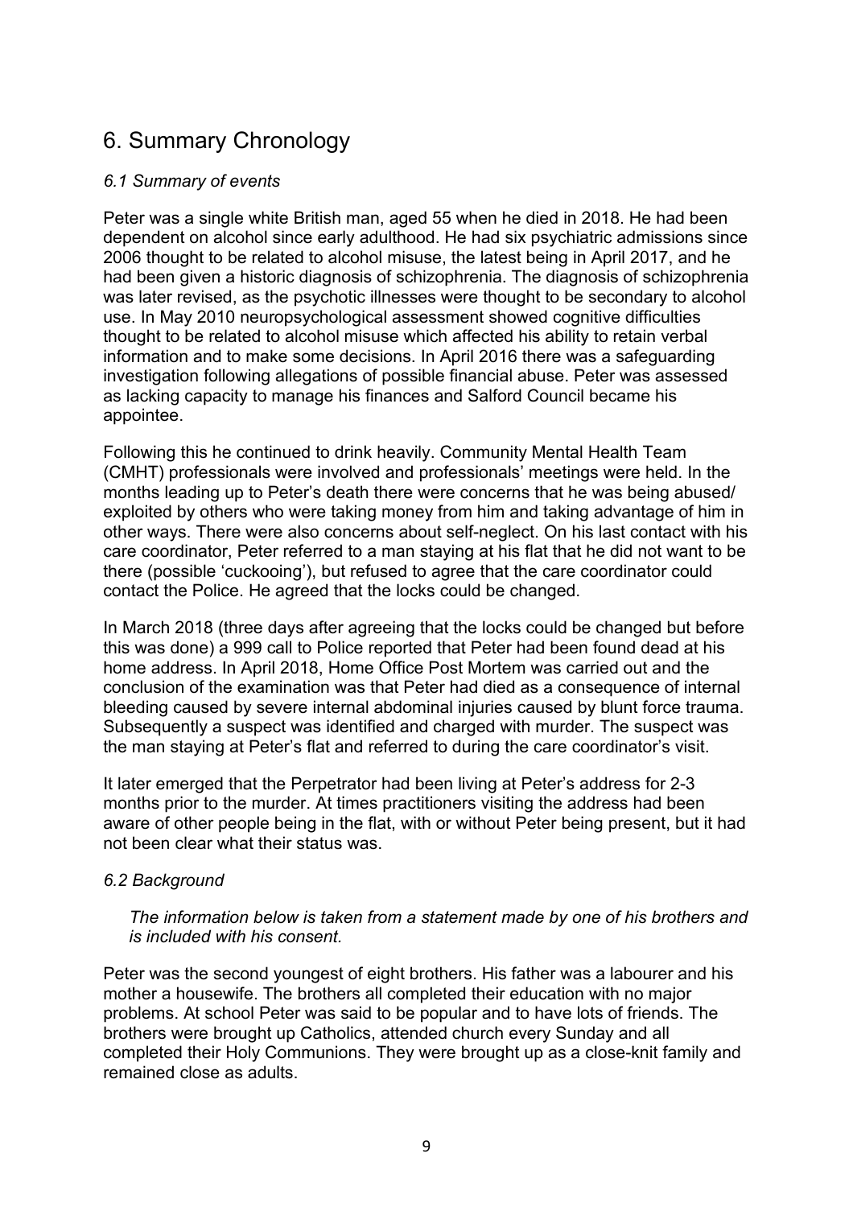# 6. Summary Chronology

### *6.1 Summary of events*

Peter was a single white British man, aged 55 when he died in 2018. He had been dependent on alcohol since early adulthood. He had six psychiatric admissions since 2006 thought to be related to alcohol misuse, the latest being in April 2017, and he had been given a historic diagnosis of schizophrenia. The diagnosis of schizophrenia was later revised, as the psychotic illnesses were thought to be secondary to alcohol use. In May 2010 neuropsychological assessment showed cognitive difficulties thought to be related to alcohol misuse which affected his ability to retain verbal information and to make some decisions. In April 2016 there was a safeguarding investigation following allegations of possible financial abuse. Peter was assessed as lacking capacity to manage his finances and Salford Council became his appointee.

Following this he continued to drink heavily. Community Mental Health Team (CMHT) professionals were involved and professionals' meetings were held. In the months leading up to Peter's death there were concerns that he was being abused/ exploited by others who were taking money from him and taking advantage of him in other ways. There were also concerns about self-neglect. On his last contact with his care coordinator, Peter referred to a man staying at his flat that he did not want to be there (possible 'cuckooing'), but refused to agree that the care coordinator could contact the Police. He agreed that the locks could be changed.

In March 2018 (three days after agreeing that the locks could be changed but before this was done) a 999 call to Police reported that Peter had been found dead at his home address. In April 2018, Home Office Post Mortem was carried out and the conclusion of the examination was that Peter had died as a consequence of internal bleeding caused by severe internal abdominal injuries caused by blunt force trauma. Subsequently a suspect was identified and charged with murder. The suspect was the man staying at Peter's flat and referred to during the care coordinator's visit.

It later emerged that the Perpetrator had been living at Peter's address for 2-3 months prior to the murder. At times practitioners visiting the address had been aware of other people being in the flat, with or without Peter being present, but it had not been clear what their status was.

### *6.2 Background*

> *The information below is taken from a statement made by one of his brothers and is included with his consent.*

Peter was the second youngest of eight brothers. His father was a labourer and his mother a housewife. The brothers all completed their education with no major problems. At school Peter was said to be popular and to have lots of friends. The brothers were brought up Catholics, attended church every Sunday and all completed their Holy Communions. They were brought up as a close-knit family and remained close as adults.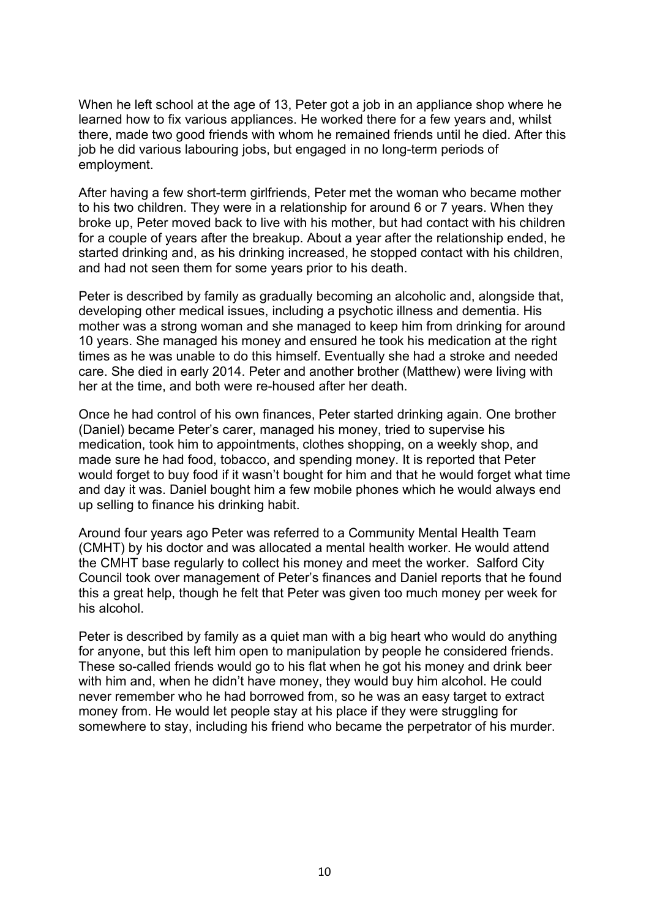When he left school at the age of 13, Peter got a job in an appliance shop where he learned how to fix various appliances. He worked there for a few years and, whilst there, made two good friends with whom he remained friends until he died. After this job he did various labouring jobs, but engaged in no long-term periods of employment.

After having a few short-term girlfriends, Peter met the woman who became mother to his two children. They were in a relationship for around 6 or 7 years. When they broke up, Peter moved back to live with his mother, but had contact with his children for a couple of years after the breakup. About a year after the relationship ended, he started drinking and, as his drinking increased, he stopped contact with his children, and had not seen them for some years prior to his death.

Peter is described by family as gradually becoming an alcoholic and, alongside that, developing other medical issues, including a psychotic illness and dementia. His mother was a strong woman and she managed to keep him from drinking for around 10 years. She managed his money and ensured he took his medication at the right times as he was unable to do this himself. Eventually she had a stroke and needed care. She died in early 2014. Peter and another brother (Matthew) were living with her at the time, and both were re-housed after her death.

Once he had control of his own finances, Peter started drinking again. One brother (Daniel) became Peter's carer, managed his money, tried to supervise his medication, took him to appointments, clothes shopping, on a weekly shop, and made sure he had food, tobacco, and spending money. It is reported that Peter would forget to buy food if it wasn't bought for him and that he would forget what time and day it was. Daniel bought him a few mobile phones which he would always end up selling to finance his drinking habit.

Around four years ago Peter was referred to a Community Mental Health Team (CMHT) by his doctor and was allocated a mental health worker. He would attend the CMHT base regularly to collect his money and meet the worker. Salford City Council took over management of Peter's finances and Daniel reports that he found this a great help, though he felt that Peter was given too much money per week for his alcohol.

Peter is described by family as a quiet man with a big heart who would do anything for anyone, but this left him open to manipulation by people he considered friends. These so-called friends would go to his flat when he got his money and drink beer with him and, when he didn't have money, they would buy him alcohol. He could never remember who he had borrowed from, so he was an easy target to extract money from. He would let people stay at his place if they were struggling for somewhere to stay, including his friend who became the perpetrator of his murder.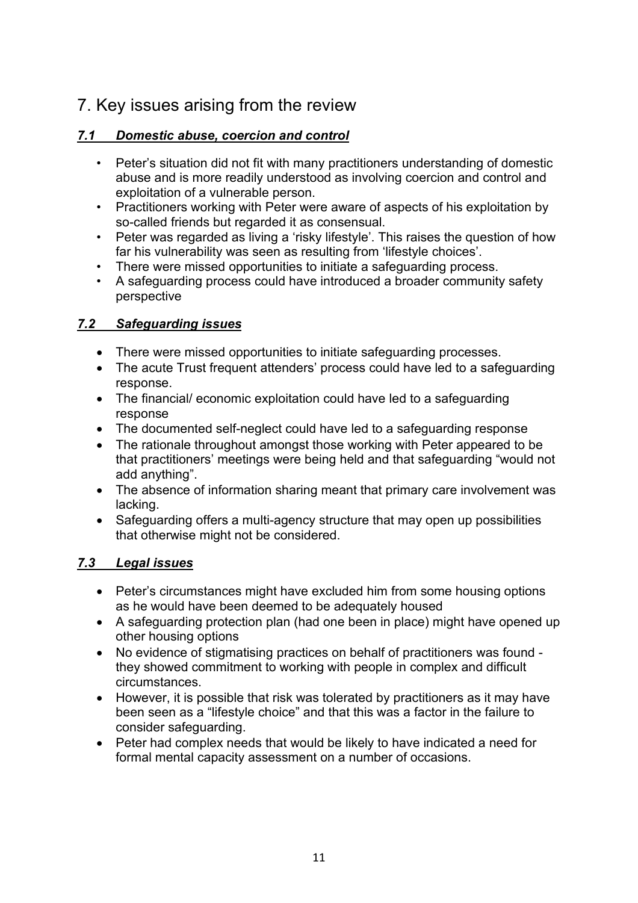# 7. Key issues arising from the review

### *7.1 Domestic abuse, coercion and control*

- Peter's situation did not fit with many practitioners understanding of domestic abuse and is more readily understood as involving coercion and control and exploitation of a vulnerable person.
- Practitioners working with Peter were aware of aspects of his exploitation by so-called friends but regarded it as consensual.
- Peter was regarded as living a 'risky lifestyle'. This raises the question of how far his vulnerability was seen as resulting from 'lifestyle choices'.
- There were missed opportunities to initiate a safeguarding process.
- A safeguarding process could have introduced a broader community safety perspective

### *7.2 Safeguarding issues*

- There were missed opportunities to initiate safeguarding processes.
- The acute Trust frequent attenders' process could have led to a safeguarding response.
- The financial/ economic exploitation could have led to a safeguarding response
- The documented self-neglect could have led to a safeguarding response
- The rationale throughout amongst those working with Peter appeared to be that practitioners' meetings were being held and that safeguarding "would not add anything".
- The absence of information sharing meant that primary care involvement was lacking.
- Safeguarding offers a multi-agency structure that may open up possibilities that otherwise might not be considered.

### *7.3 Legal issues*

- Peter's circumstances might have excluded him from some housing options as he would have been deemed to be adequately housed
- A safeguarding protection plan (had one been in place) might have opened up other housing options
- No evidence of stigmatising practices on behalf of practitioners was found - they showed commitment to working with people in complex and difficult circumstances.
- However, it is possible that risk was tolerated by practitioners as it may have been seen as a "lifestyle choice" and that this was a factor in the failure to consider safeguarding.
- Peter had complex needs that would be likely to have indicated a need for formal mental capacity assessment on a number of occasions.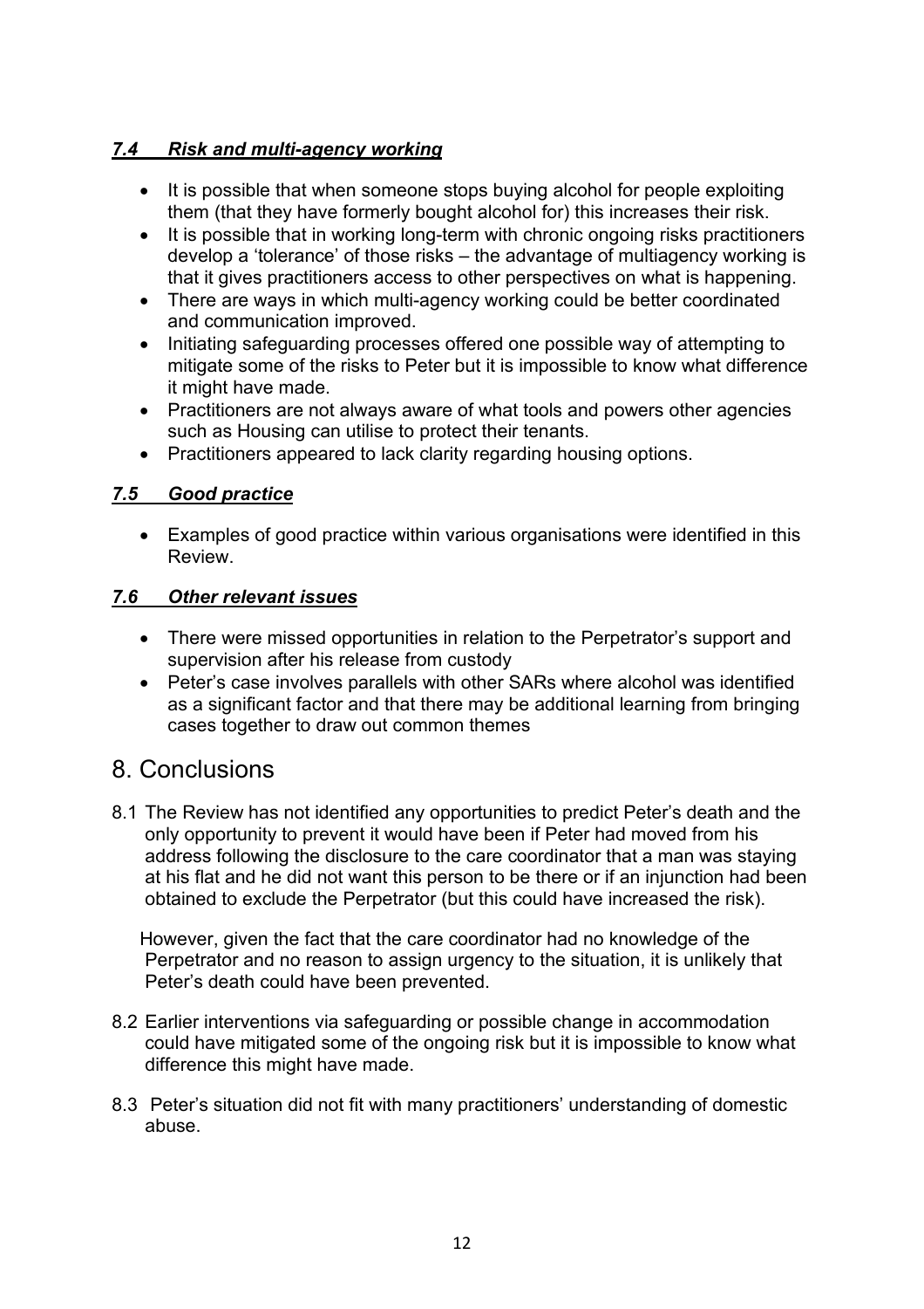### *7.4 Risk and multi-agency working*

- It is possible that when someone stops buying alcohol for people exploiting them (that they have formerly bought alcohol for) this increases their risk.
- It is possible that in working long-term with chronic ongoing risks practitioners develop a 'tolerance' of those risks – the advantage of multiagency working is that it gives practitioners access to other perspectives on what is happening.
- There are ways in which multi-agency working could be better coordinated and communication improved.
- Initiating safeguarding processes offered one possible way of attempting to mitigate some of the risks to Peter but it is impossible to know what difference it might have made.
- Practitioners are not always aware of what tools and powers other agencies such as Housing can utilise to protect their tenants.
- Practitioners appeared to lack clarity regarding housing options.

### *7.5 Good practice*

- Examples of good practice within various organisations were identified in this Review.

### *7.6 Other relevant issues*

- There were missed opportunities in relation to the Perpetrator's support and supervision after his release from custody
- Peter's case involves parallels with other SARs where alcohol was identified as a significant factor and that there may be additional learning from bringing cases together to draw out common themes

## 8. Conclusions

8.1 The Review has not identified any opportunities to predict Peter's death and the only opportunity to prevent it would have been if Peter had moved from his address following the disclosure to the care coordinator that a man was staying at his flat and he did not want this person to be there or if an injunction had been obtained to exclude the Perpetrator (but this could have increased the risk).

However, given the fact that the care coordinator had no knowledge of the Perpetrator and no reason to assign urgency to the situation, it is unlikely that Peter's death could have been prevented.

8.2 Earlier interventions via safeguarding or possible change in accommodation could have mitigated some of the ongoing risk but it is impossible to know what difference this might have made.

8.3 Peter's situation did not fit with many practitioners' understanding of domestic abuse.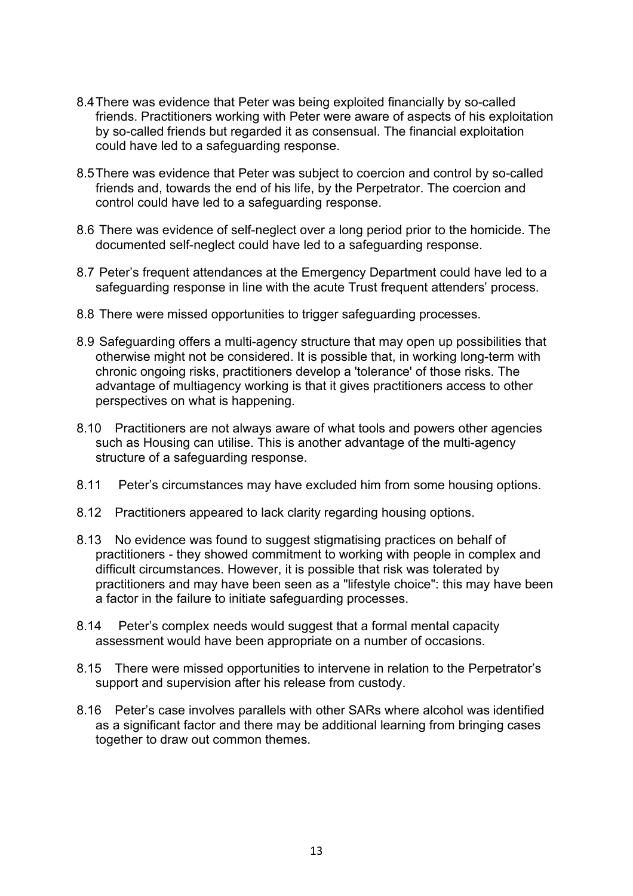8.4 There was evidence that Peter was being exploited financially by so-called friends. Practitioners working with Peter were aware of aspects of his exploitation by so-called friends but regarded it as consensual. The financial exploitation could have led to a safeguarding response.

8.5 There was evidence that Peter was subject to coercion and control by so-called friends and, towards the end of his life, by the Perpetrator. The coercion and control could have led to a safeguarding response.

8.6 There was evidence of self-neglect over a long period prior to the homicide. The documented self-neglect could have led to a safeguarding response.

8.7 Peter's frequent attendances at the Emergency Department could have led to a safeguarding response in line with the acute Trust frequent attenders' process.

8.8 There were missed opportunities to trigger safeguarding processes.

8.9 Safeguarding offers a multi-agency structure that may open up possibilities that otherwise might not be considered. It is possible that, in working long-term with chronic ongoing risks, practitioners develop a 'tolerance' of those risks. The advantage of multiagency working is that it gives practitioners access to other perspectives on what is happening.

8.10 Practitioners are not always aware of what tools and powers other agencies such as Housing can utilise. This is another advantage of the multi-agency structure of a safeguarding response.

8.11 Peter's circumstances may have excluded him from some housing options.

8.12 Practitioners appeared to lack clarity regarding housing options.

8.13 No evidence was found to suggest stigmatising practices on behalf of practitioners - they showed commitment to working with people in complex and difficult circumstances. However, it is possible that risk was tolerated by practitioners and may have been seen as a "lifestyle choice": this may have been a factor in the failure to initiate safeguarding processes.

8.14 Peter's complex needs would suggest that a formal mental capacity assessment would have been appropriate on a number of occasions.

8.15 There were missed opportunities to intervene in relation to the Perpetrator's support and supervision after his release from custody.

8.16 Peter's case involves parallels with other SARs where alcohol was identified as a significant factor and there may be additional learning from bringing cases together to draw out common themes.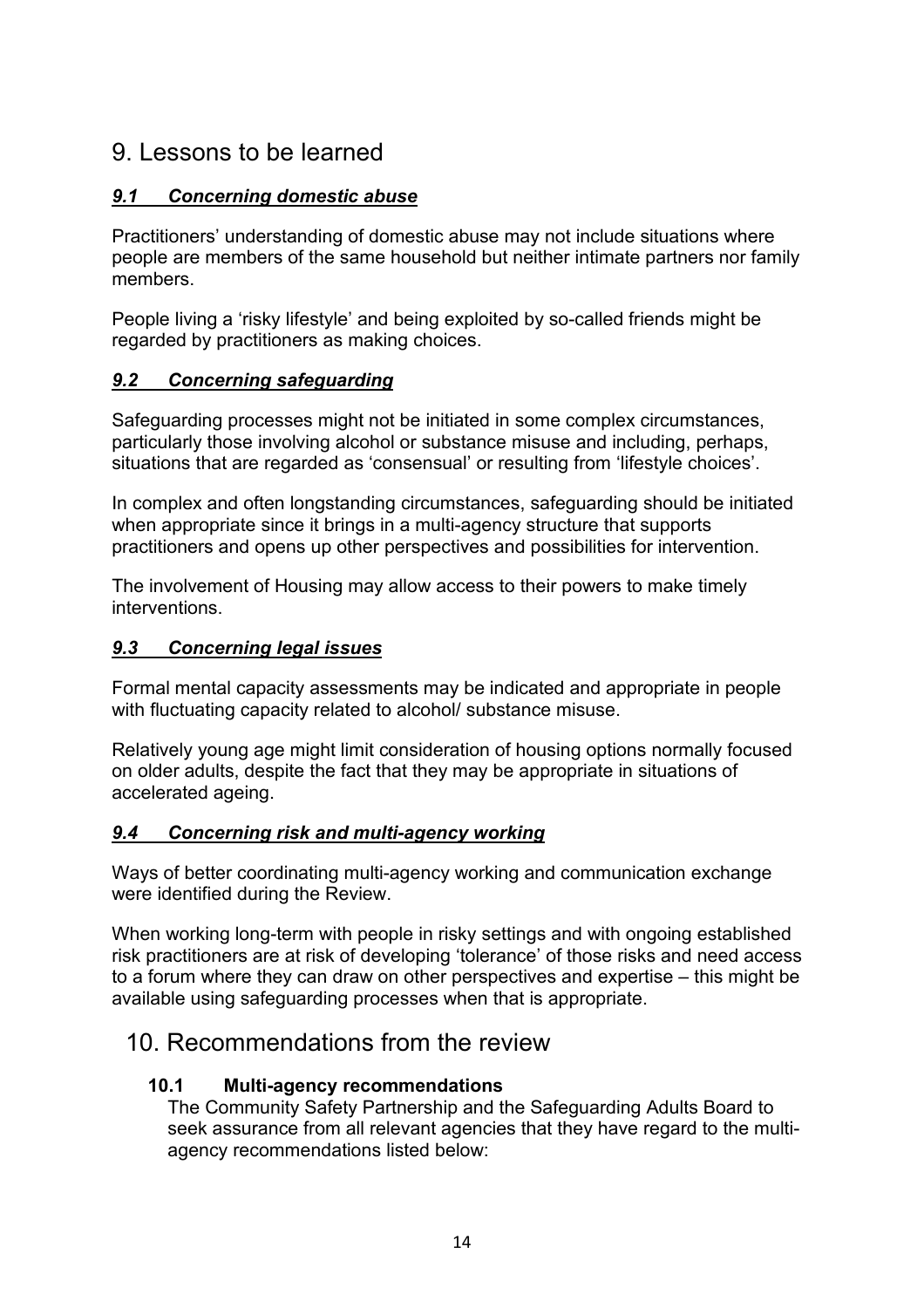# 9. Lessons to be learned

### ***9.1 Concerning domestic abuse***

Practitioners' understanding of domestic abuse may not include situations where people are members of the same household but neither intimate partners nor family members.

People living a 'risky lifestyle' and being exploited by so-called friends might be regarded by practitioners as making choices.

### ***9.2 Concerning safeguarding***

Safeguarding processes might not be initiated in some complex circumstances, particularly those involving alcohol or substance misuse and including, perhaps, situations that are regarded as 'consensual' or resulting from 'lifestyle choices'.

In complex and often longstanding circumstances, safeguarding should be initiated when appropriate since it brings in a multi-agency structure that supports practitioners and opens up other perspectives and possibilities for intervention.

The involvement of Housing may allow access to their powers to make timely interventions.

### ***9.3 Concerning legal issues***

Formal mental capacity assessments may be indicated and appropriate in people with fluctuating capacity related to alcohol/ substance misuse.

Relatively young age might limit consideration of housing options normally focused on older adults, despite the fact that they may be appropriate in situations of accelerated ageing.

### ***9.4 Concerning risk and multi-agency working***

Ways of better coordinating multi-agency working and communication exchange were identified during the Review.

When working long-term with people in risky settings and with ongoing established risk practitioners are at risk of developing 'tolerance' of those risks and need access to a forum where they can draw on other perspectives and expertise – this might be available using safeguarding processes when that is appropriate.

# 10. Recommendations from the review

### **10.1 Multi-agency recommendations**

The Community Safety Partnership and the Safeguarding Adults Board to seek assurance from all relevant agencies that they have regard to the multi-agency recommendations listed below: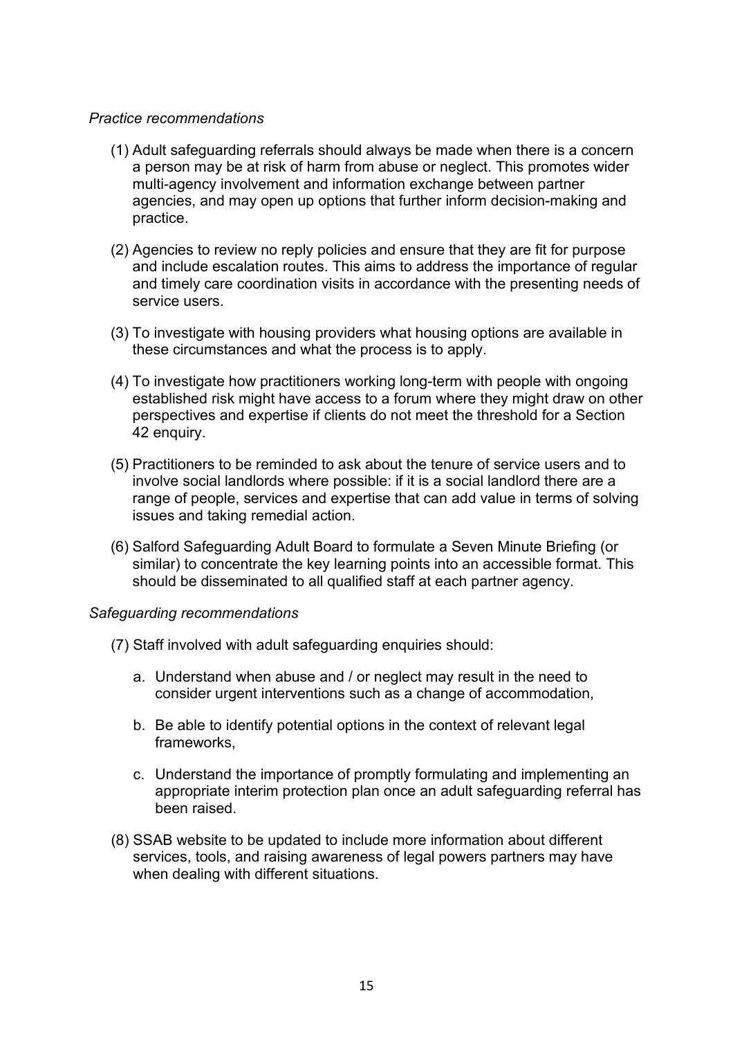*Practice recommendations*

(1) Adult safeguarding referrals should always be made when there is a concern a person may be at risk of harm from abuse or neglect. This promotes wider multi-agency involvement and information exchange between partner agencies, and may open up options that further inform decision-making and practice.

(2) Agencies to review no reply policies and ensure that they are fit for purpose and include escalation routes. This aims to address the importance of regular and timely care coordination visits in accordance with the presenting needs of service users.

(3) To investigate with housing providers what housing options are available in these circumstances and what the process is to apply.

(4) To investigate how practitioners working long-term with people with ongoing established risk might have access to a forum where they might draw on other perspectives and expertise if clients do not meet the threshold for a Section 42 enquiry.

(5) Practitioners to be reminded to ask about the tenure of service users and to involve social landlords where possible: if it is a social landlord there are a range of people, services and expertise that can add value in terms of solving issues and taking remedial action.

(6) Salford Safeguarding Adult Board to formulate a Seven Minute Briefing (or similar) to concentrate the key learning points into an accessible format. This should be disseminated to all qualified staff at each partner agency.

*Safeguarding recommendations*

(7) Staff involved with adult safeguarding enquiries should:

  a. Understand when abuse and / or neglect may result in the need to consider urgent interventions such as a change of accommodation,

  b. Be able to identify potential options in the context of relevant legal frameworks,

  c. Understand the importance of promptly formulating and implementing an appropriate interim protection plan once an adult safeguarding referral has been raised.

(8) SSAB website to be updated to include more information about different services, tools, and raising awareness of legal powers partners may have when dealing with different situations.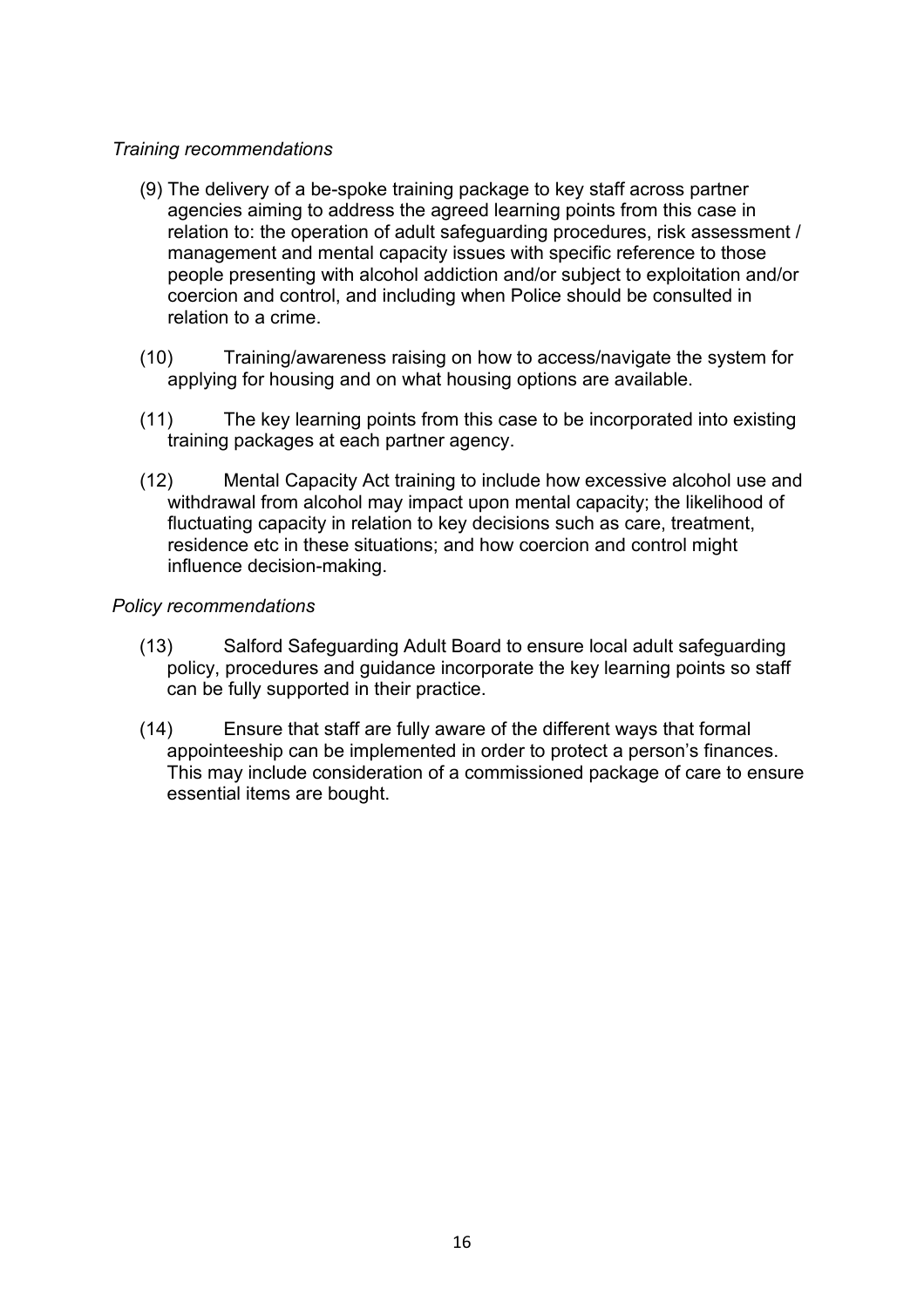*Training recommendations*

(9) The delivery of a be-spoke training package to key staff across partner agencies aiming to address the agreed learning points from this case in relation to: the operation of adult safeguarding procedures, risk assessment / management and mental capacity issues with specific reference to those people presenting with alcohol addiction and/or subject to exploitation and/or coercion and control, and including when Police should be consulted in relation to a crime.

(10) Training/awareness raising on how to access/navigate the system for applying for housing and on what housing options are available.

(11) The key learning points from this case to be incorporated into existing training packages at each partner agency.

(12) Mental Capacity Act training to include how excessive alcohol use and withdrawal from alcohol may impact upon mental capacity; the likelihood of fluctuating capacity in relation to key decisions such as care, treatment, residence etc in these situations; and how coercion and control might influence decision-making.

*Policy recommendations*

(13) Salford Safeguarding Adult Board to ensure local adult safeguarding policy, procedures and guidance incorporate the key learning points so staff can be fully supported in their practice.

(14) Ensure that staff are fully aware of the different ways that formal appointeeship can be implemented in order to protect a person's finances. This may include consideration of a commissioned package of care to ensure essential items are bought.